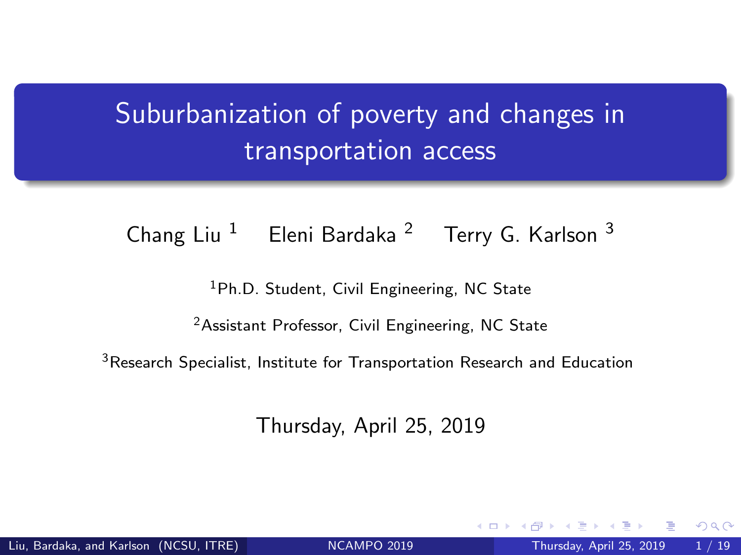# Suburbanization of poverty and changes in transportation access

Chang Liu [1] Eleni Bardaka [2] Terry G. Karlson [3]

[1] Ph.D. Student, Civil Engineering, NC State

[2] Assistant Professor, Civil Engineering, NC State

[3] Research Specialist, Institute for Transportation Research and Education

Thursday, April 25, 2019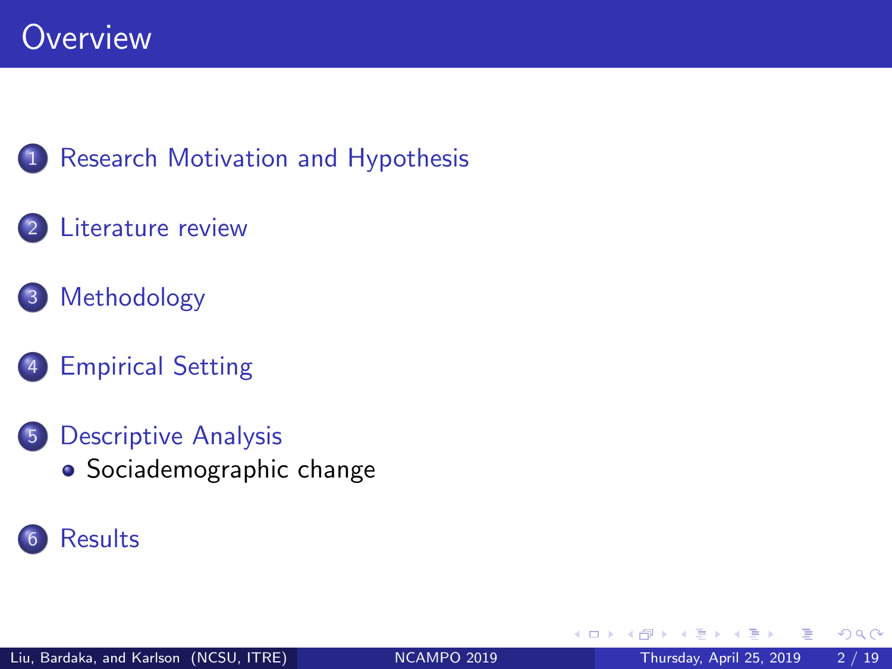# Overview

1. Research Motivation and Hypothesis
2. Literature review
3. Methodology
4. Empirical Setting
5. Descriptive Analysis
   - Sociademographic change
6. Results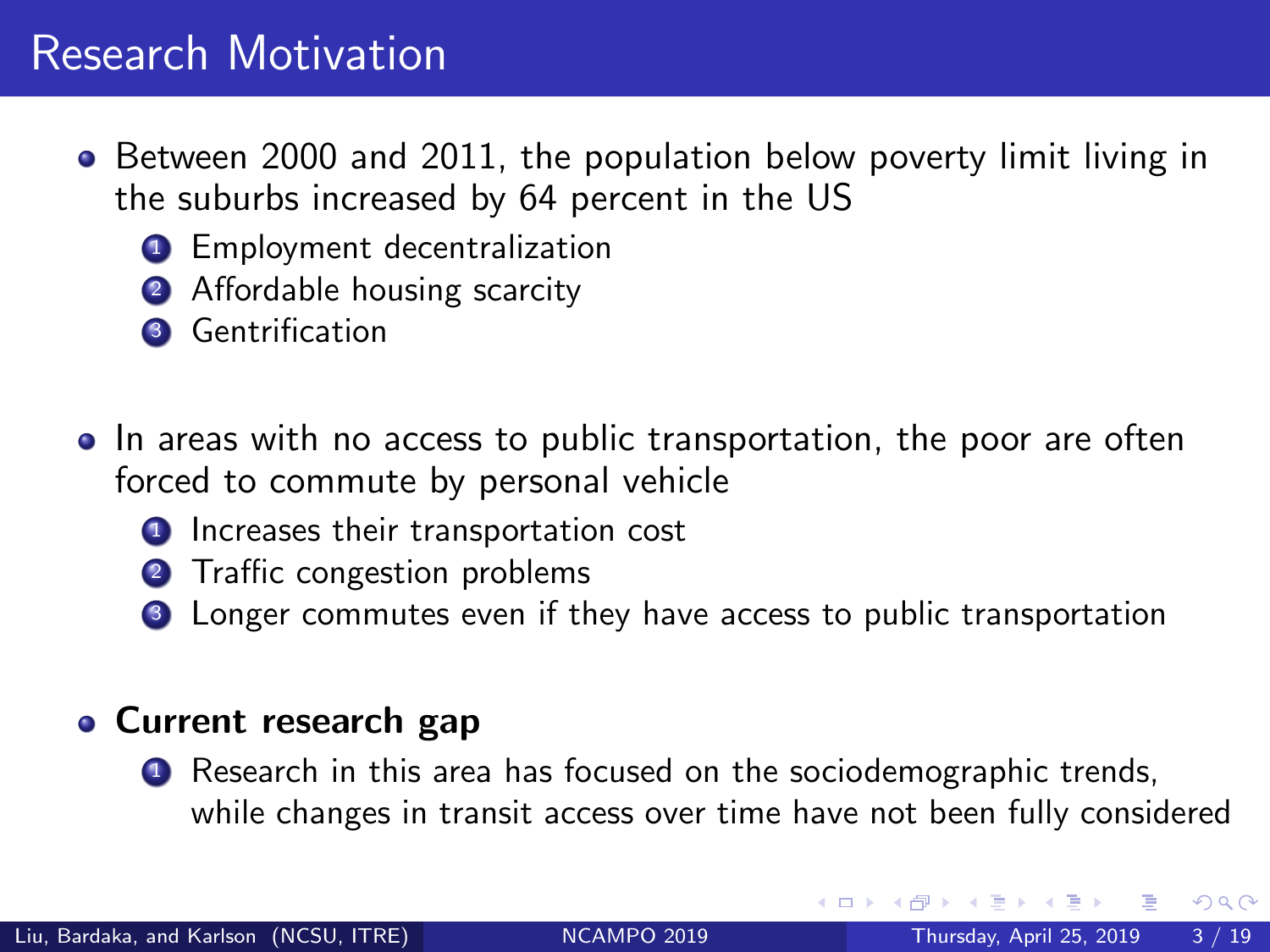# Research Motivation

- Between 2000 and 2011, the population below poverty limit living in the suburbs increased by 64 percent in the US
  1. Employment decentralization
  2. Affordable housing scarcity
  3. Gentrification

- In areas with no access to public transportation, the poor are often forced to commute by personal vehicle
  1. Increases their transportation cost
  2. Traffic congestion problems
  3. Longer commutes even if they have access to public transportation

- **Current research gap**
  1. Research in this area has focused on the sociodemographic trends, while changes in transit access over time have not been fully considered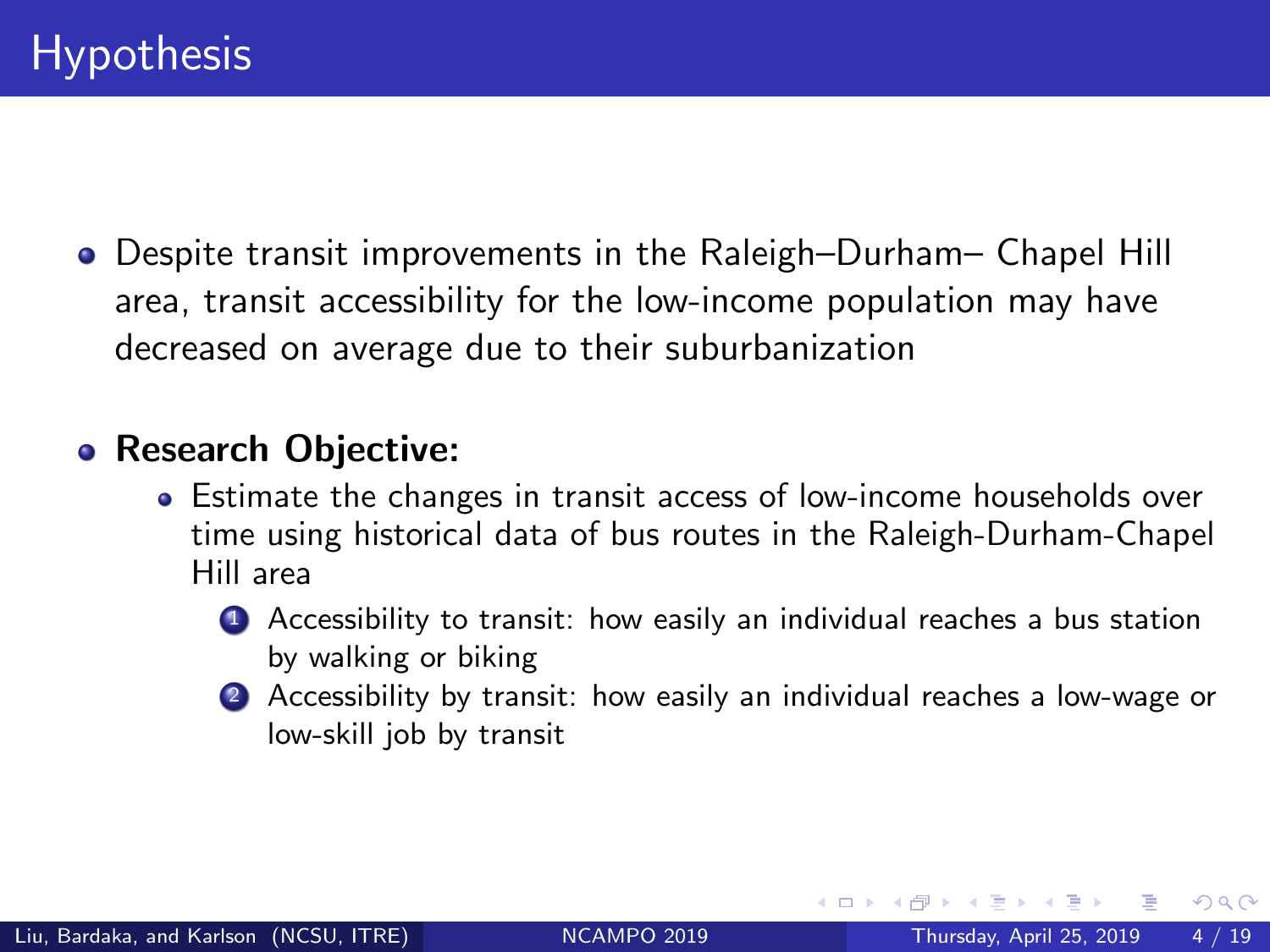# Hypothesis

- Despite transit improvements in the Raleigh–Durham– Chapel Hill area, transit accessibility for the low-income population may have decreased on average due to their suburbanization

- **Research Objective:**
  - Estimate the changes in transit access of low-income households over time using historical data of bus routes in the Raleigh-Durham-Chapel Hill area
    1. Accessibility to transit: how easily an individual reaches a bus station by walking or biking
    2. Accessibility by transit: how easily an individual reaches a low-wage or low-skill job by transit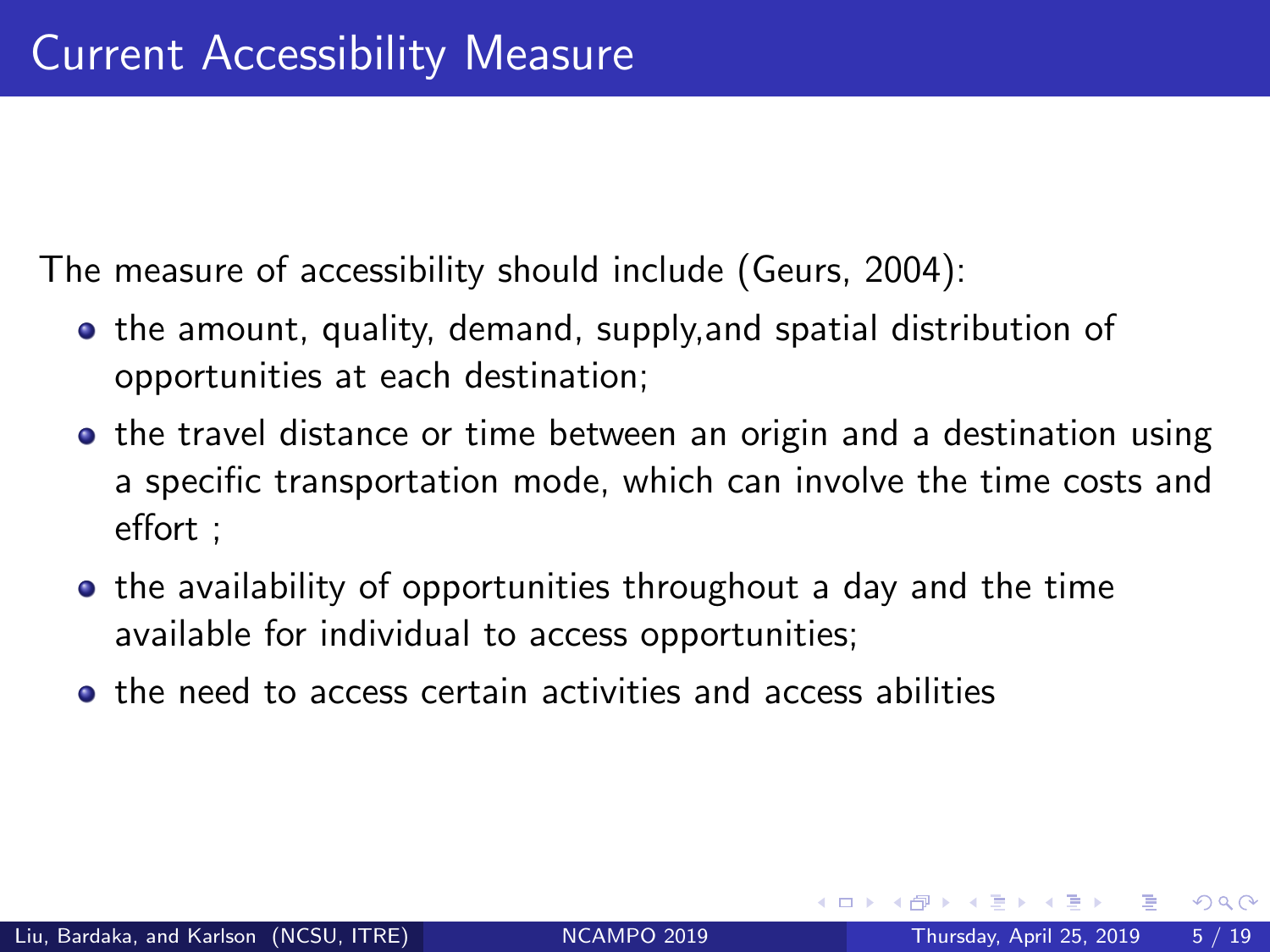# Current Accessibility Measure

The measure of accessibility should include (Geurs, 2004):

- the amount, quality, demand, supply,and spatial distribution of opportunities at each destination;
- the travel distance or time between an origin and a destination using a specific transportation mode, which can involve the time costs and effort ;
- the availability of opportunities throughout a day and the time available for individual to access opportunities;
- the need to access certain activities and access abilities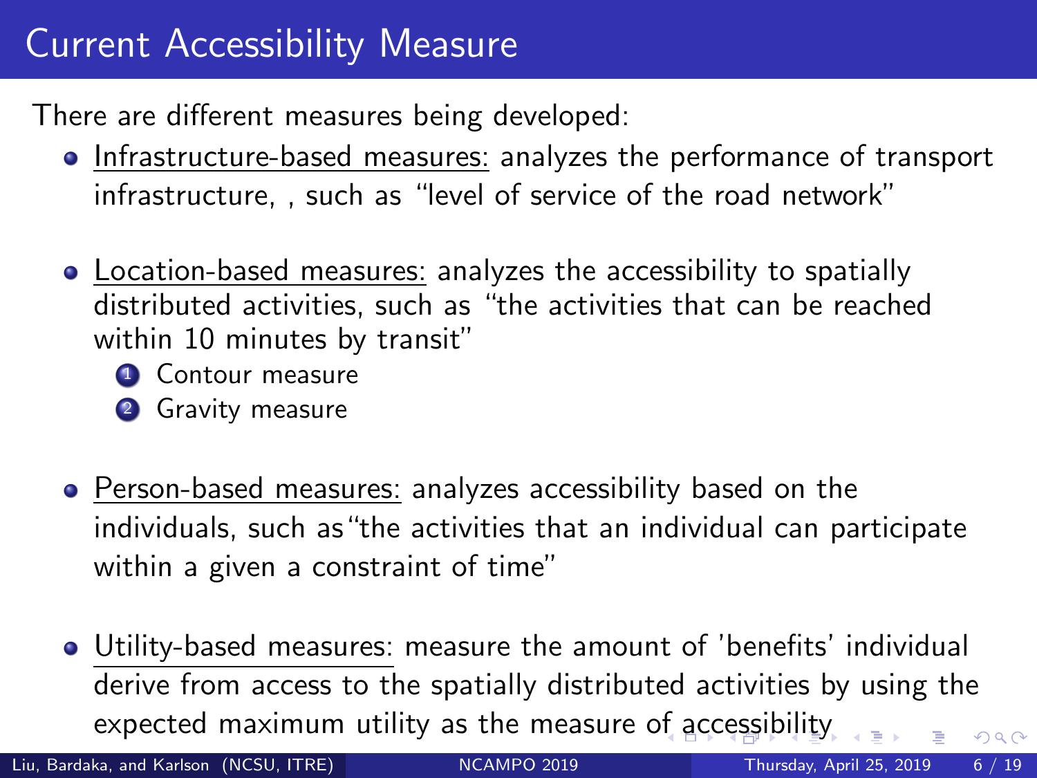# Current Accessibility Measure

There are different measures being developed:

- <u>Infrastructure-based measures:</u> analyzes the performance of transport infrastructure, , such as "level of service of the road network"

- <u>Location-based measures:</u> analyzes the accessibility to spatially distributed activities, such as "the activities that can be reached within 10 minutes by transit"
  1. Contour measure
  2. Gravity measure

- <u>Person-based measures:</u> analyzes accessibility based on the individuals, such as"the activities that an individual can participate within a given a constraint of time"

- <u>Utility-based measures:</u> measure the amount of 'benefits' individual derive from access to the spatially distributed activities by using the expected maximum utility as the measure of accessibility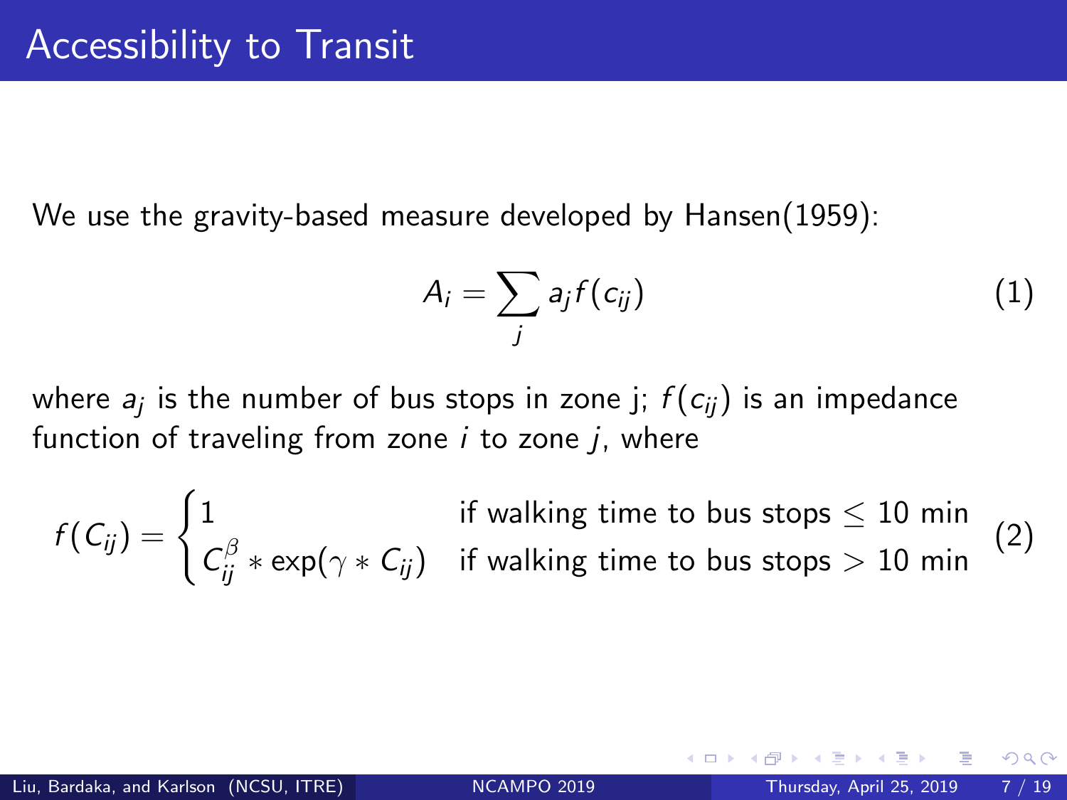# Accessibility to Transit

We use the gravity-based measure developed by Hansen(1959):

$$A_i = \sum_j a_j f(c_{ij}) \tag{1}$$

where $a_j$ is the number of bus stops in zone j; $f(c_{ij})$ is an impedance function of traveling from zone $i$ to zone $j$, where

$$f(C_{ij}) = \begin{cases} 1 & \text{if walking time to bus stops} \leq 10 \text{ min} \\ C_{ij}^{\beta} * \exp(\gamma * C_{ij}) & \text{if walking time to bus stops} > 10 \text{ min} \end{cases} \tag{2}$$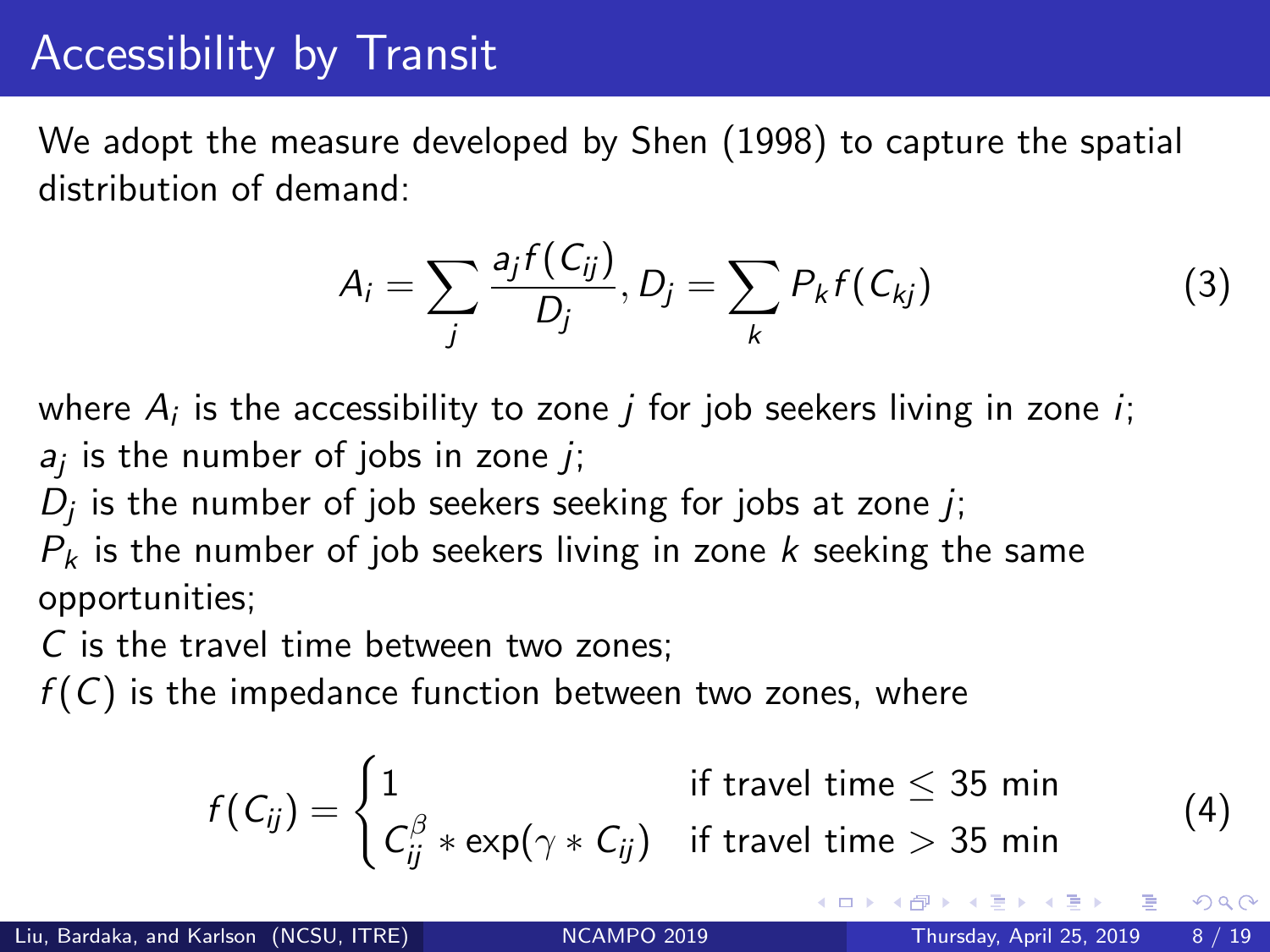# Accessibility by Transit

We adopt the measure developed by Shen (1998) to capture the spatial distribution of demand:

$$A_i = \sum_j \frac{a_j f(C_{ij})}{D_j}, D_j = \sum_k P_k f(C_{kj}) \tag{3}$$

where $A_i$ is the accessibility to zone $j$ for job seekers living in zone $i$;
$a_j$ is the number of jobs in zone $j$;
$D_j$ is the number of job seekers seeking for jobs at zone $j$;
$P_k$ is the number of job seekers living in zone $k$ seeking the same opportunities;
$C$ is the travel time between two zones;
$f(C)$ is the impedance function between two zones, where

$$f(C_{ij}) = \begin{cases} 1 & \text{if travel time} \leq 35 \text{ min} \\ C_{ij}^{\beta} * \exp(\gamma * C_{ij}) & \text{if travel time} > 35 \text{ min} \end{cases} \tag{4}$$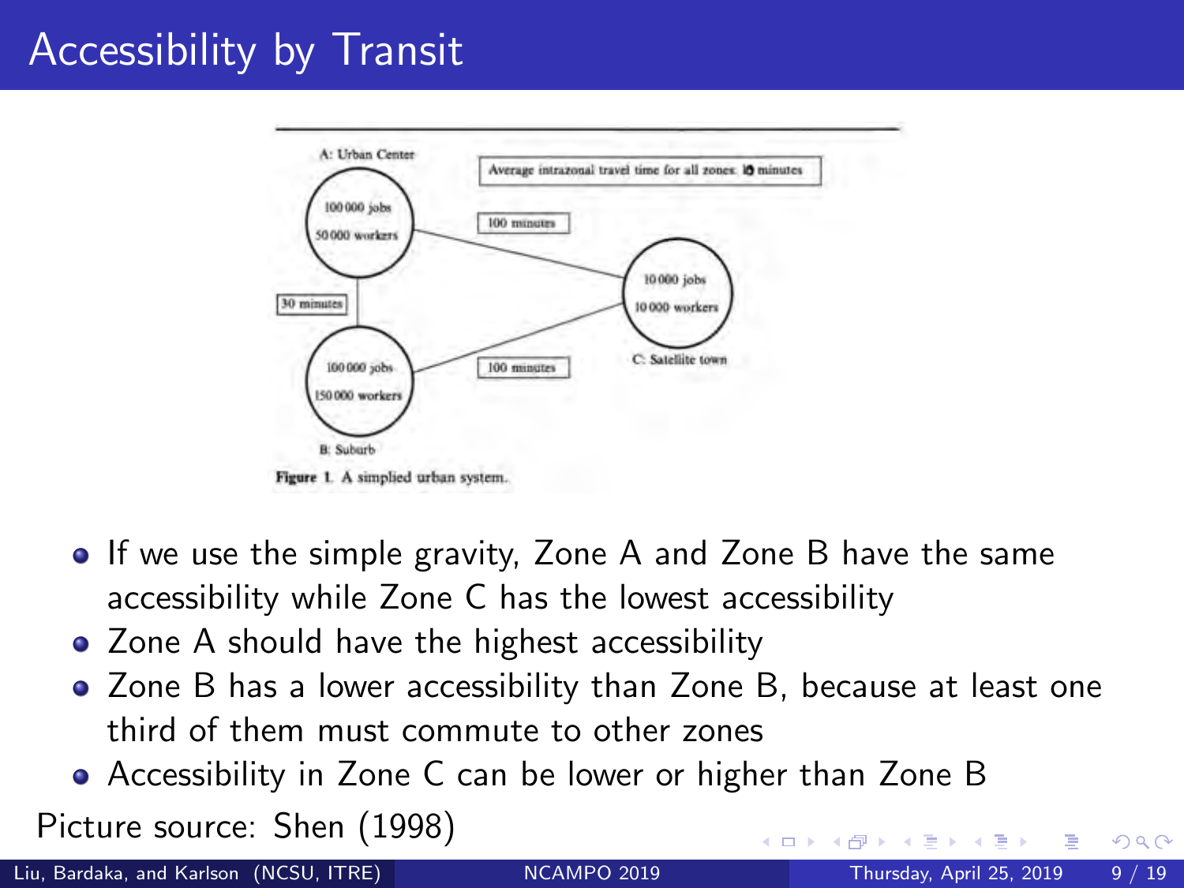# Accessibility by Transit

A: Urban Center

100 000 jobs
50 000 workers

Average intrazonal travel time for all zones: 10 minutes

100 minutes

30 minutes

10 000 jobs
10 000 workers

C: Satellite town

100 000 jobs
150 000 workers

100 minutes

B: Suburb

**Figure 1.** A simplied urban system.

- If we use the simple gravity, Zone A and Zone B have the same accessibility while Zone C has the lowest accessibility
- Zone A should have the highest accessibility
- Zone B has a lower accessibility than Zone B, because at least one third of them must commute to other zones
- Accessibility in Zone C can be lower or higher than Zone B

Picture source: Shen (1998)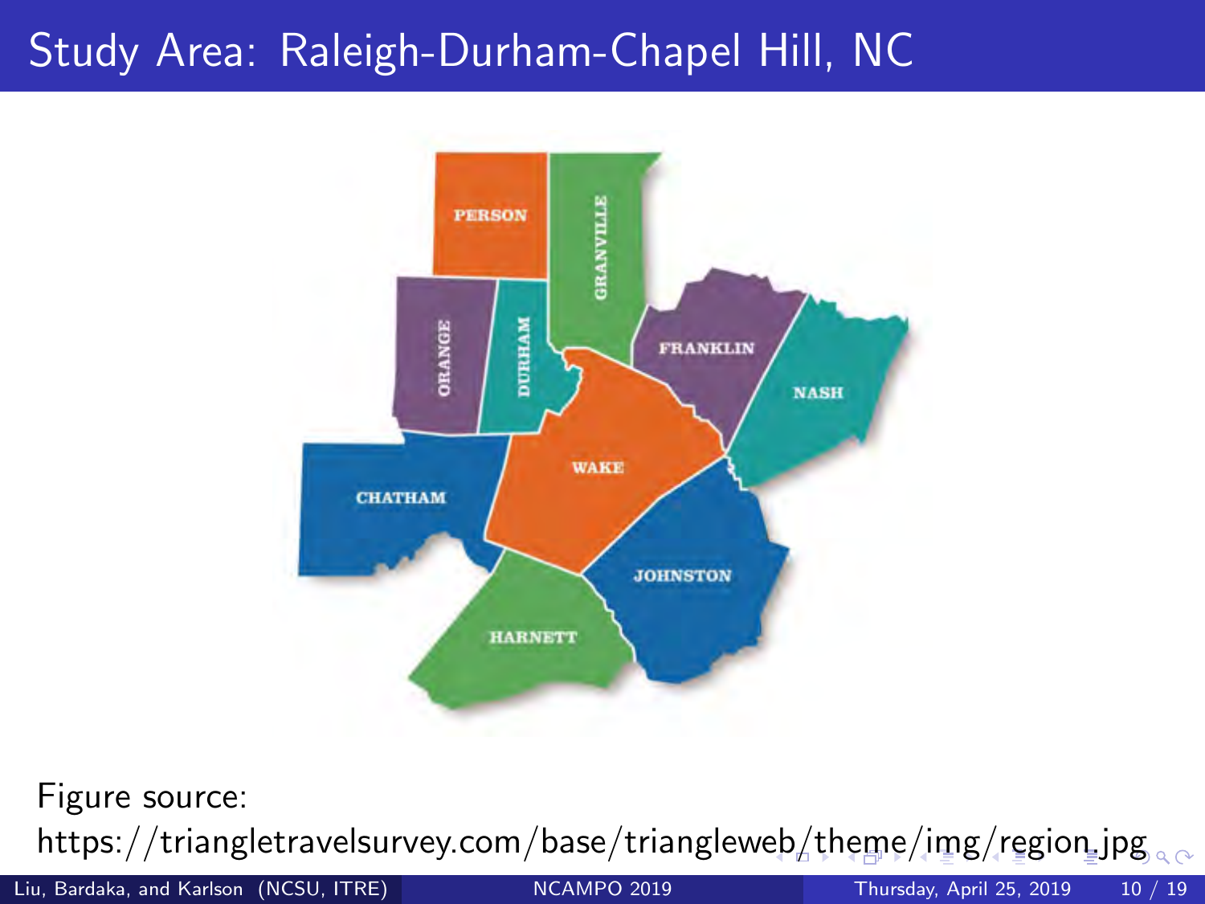# Study Area: Raleigh-Durham-Chapel Hill, NC

PERSON

GRANVILLE

ORANGE

DURHAM

FRANKLIN

NASH

WAKE

CHATHAM

JOHNSTON

HARNETT

Figure source:
https://triangletravelsurvey.com/base/triangleweb/theme/img/region.jpg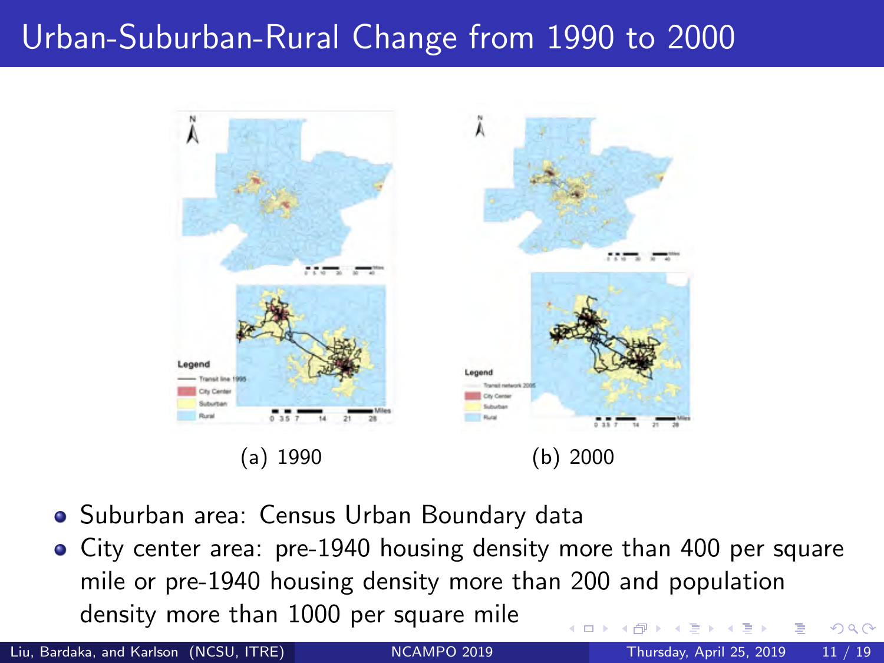# Urban-Suburban-Rural Change from 1990 to 2000

(a) 1990

(b) 2000

- Suburban area: Census Urban Boundary data
- City center area: pre-1940 housing density more than 400 per square mile or pre-1940 housing density more than 200 and population density more than 1000 per square mile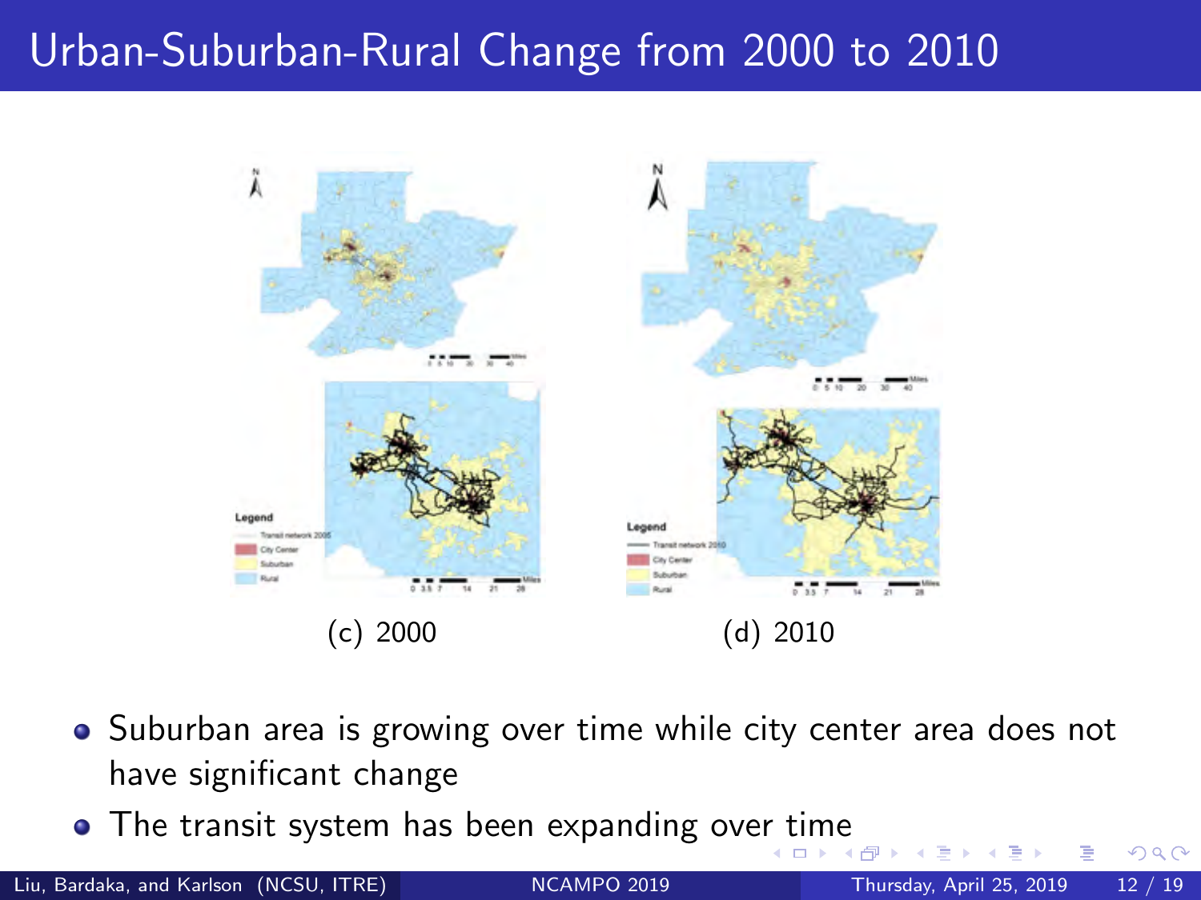# Urban-Suburban-Rural Change from 2000 to 2010

(c) 2000

(d) 2010

- Suburban area is growing over time while city center area does not have significant change
- The transit system has been expanding over time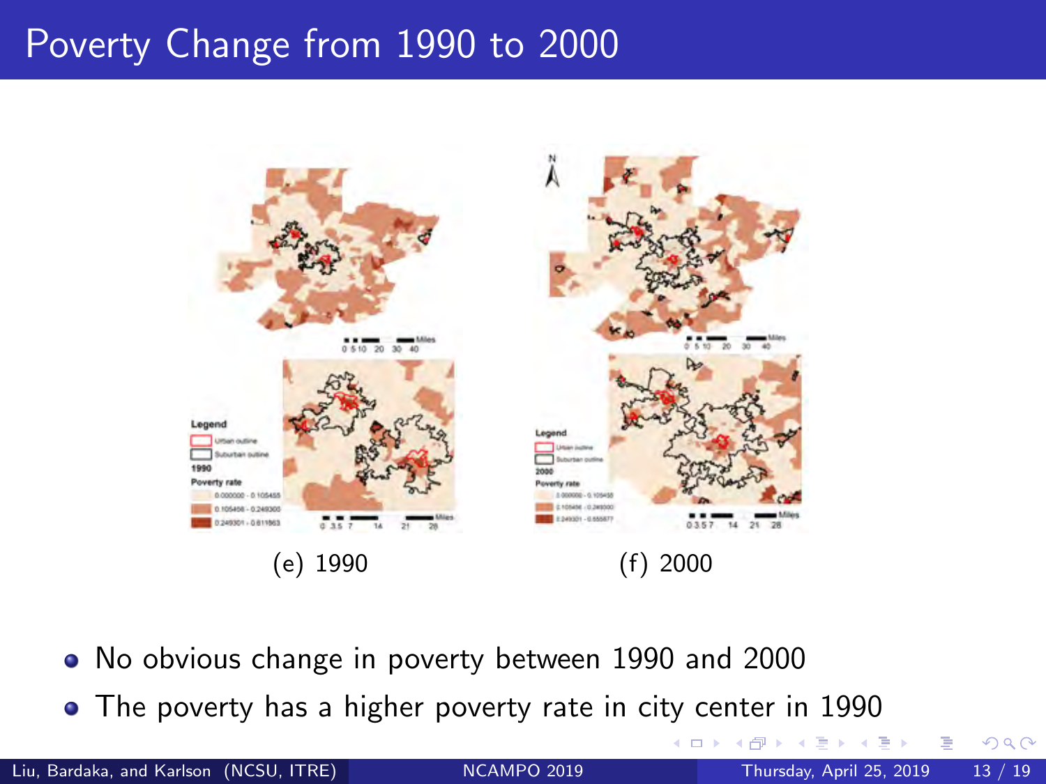# Poverty Change from 1990 to 2000

(e) 1990

(f) 2000

- No obvious change in poverty between 1990 and 2000
- The poverty has a higher poverty rate in city center in 1990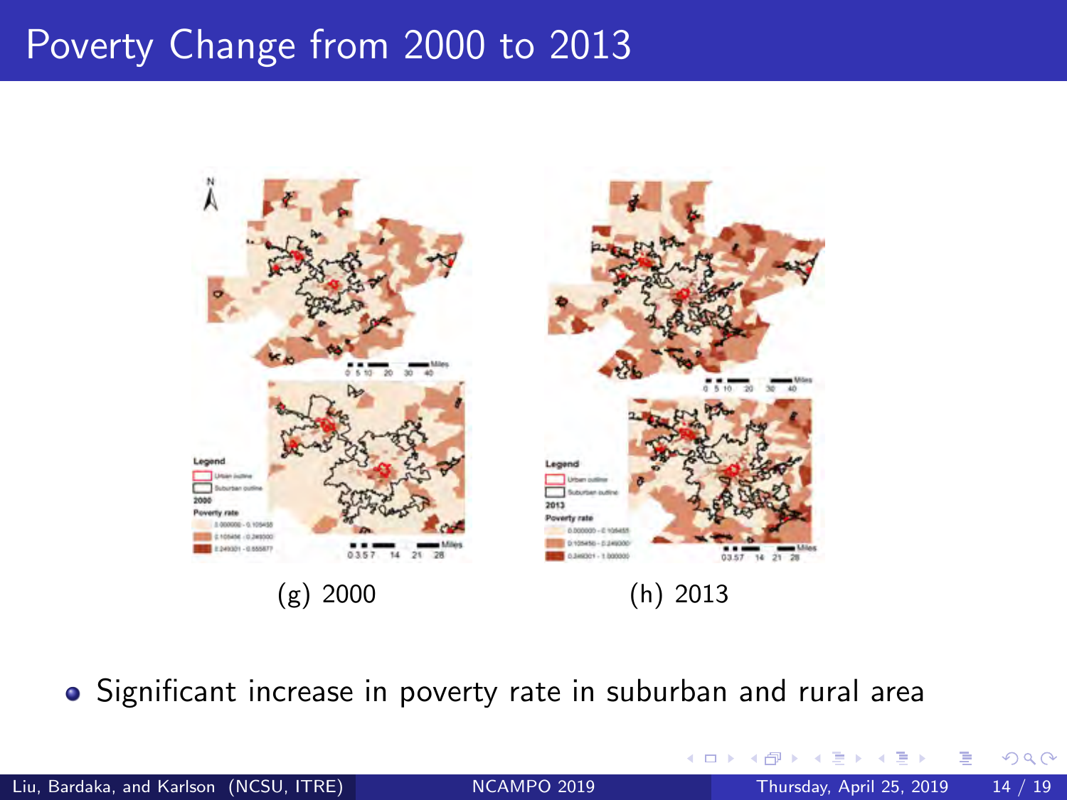# Poverty Change from 2000 to 2013

(g) 2000

(h) 2013

- Significant increase in poverty rate in suburban and rural area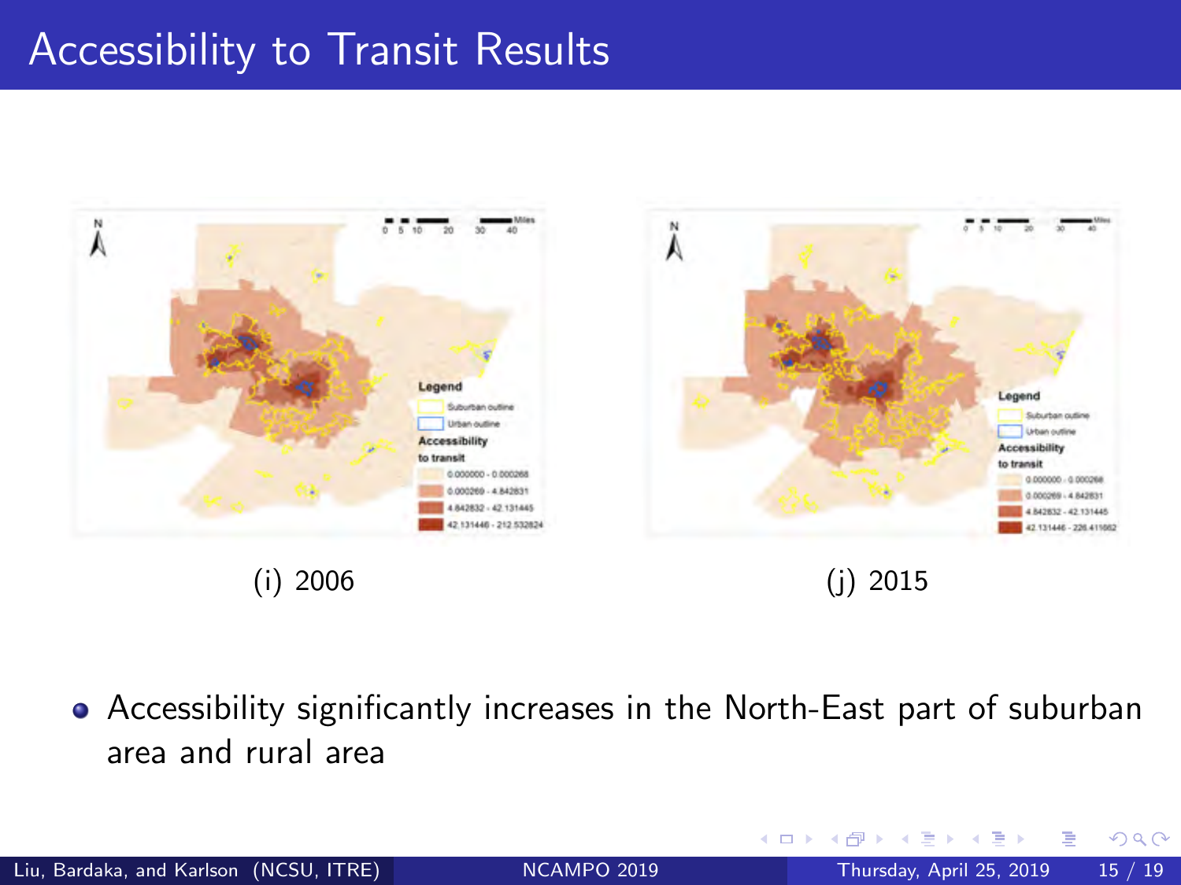# Accessibility to Transit Results

(i) 2006

(j) 2015

- Accessibility significantly increases in the North-East part of suburban area and rural area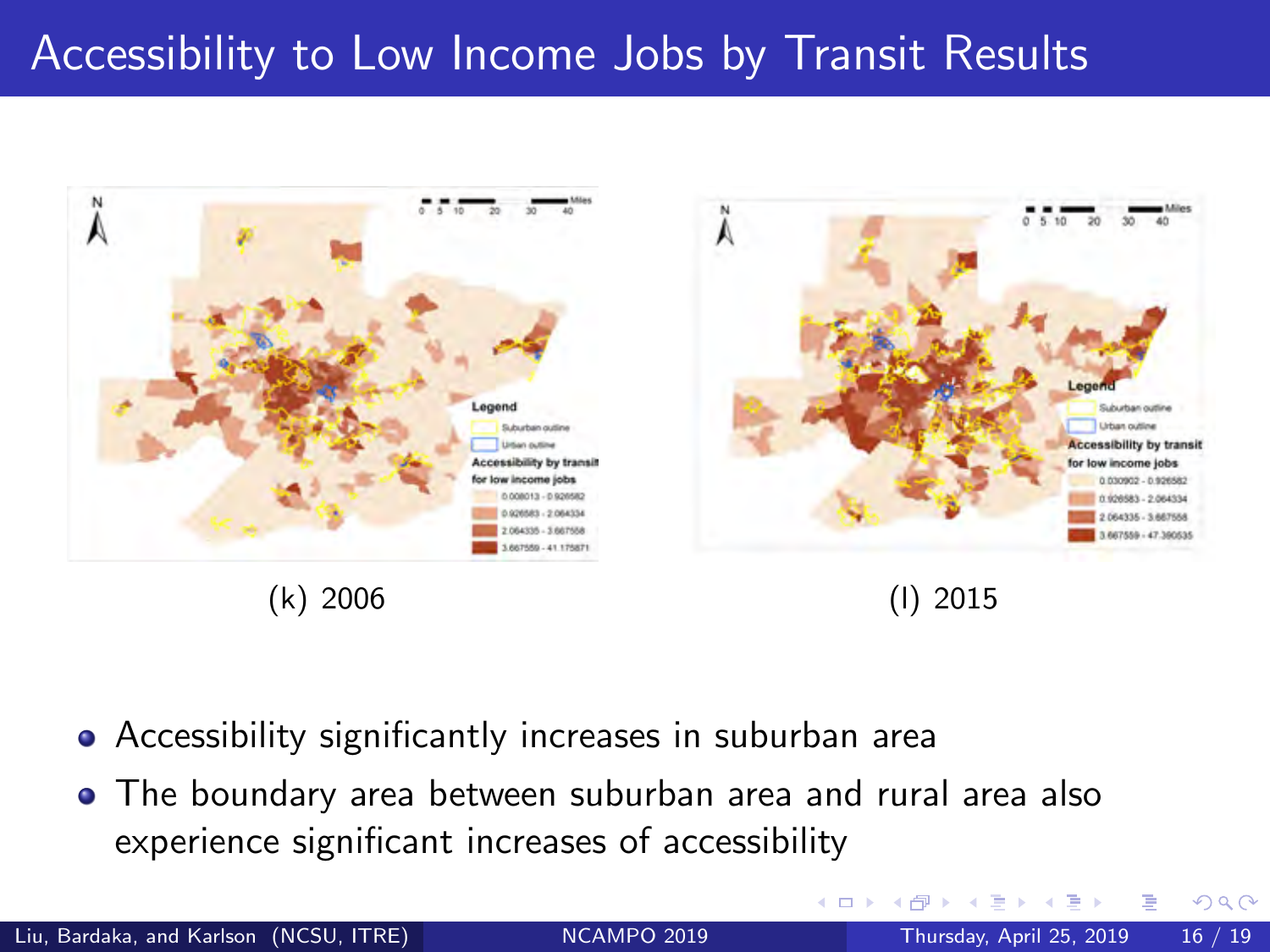# Accessibility to Low Income Jobs by Transit Results

(k) 2006

(l) 2015

- Accessibility significantly increases in suburban area
- The boundary area between suburban area and rural area also experience significant increases of accessibility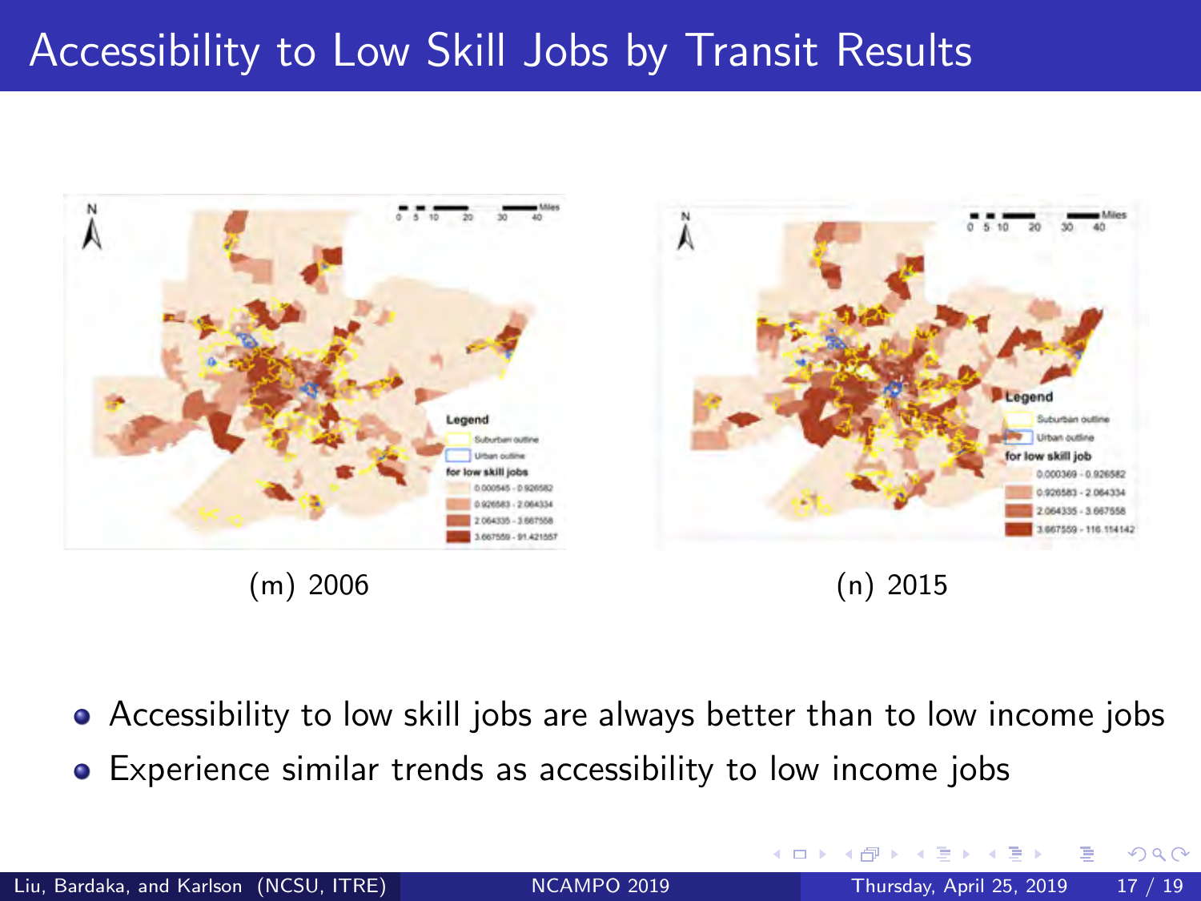# Accessibility to Low Skill Jobs by Transit Results

(m) 2006

(n) 2015

- Accessibility to low skill jobs are always better than to low income jobs
- Experience similar trends as accessibility to low income jobs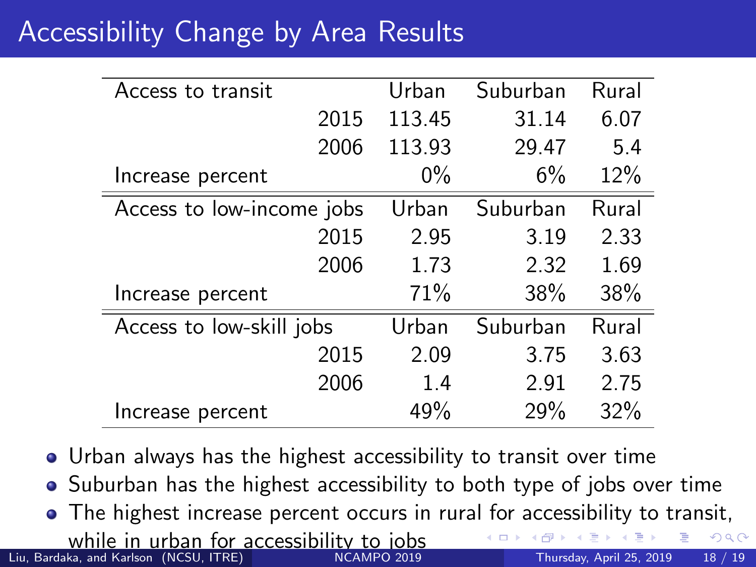# Accessibility Change by Area Results

| Access to transit | Urban | Suburban | Rural |
|---|---|---|---|
| 2015 | 113.45 | 31.14 | 6.07 |
| 2006 | 113.93 | 29.47 | 5.4 |
| Increase percent | 0% | 6% | 12% |
| **Access to low-income jobs** | **Urban** | **Suburban** | **Rural** |
| 2015 | 2.95 | 3.19 | 2.33 |
| 2006 | 1.73 | 2.32 | 1.69 |
| Increase percent | 71% | 38% | 38% |
| **Access to low-skill jobs** | **Urban** | **Suburban** | **Rural** |
| 2015 | 2.09 | 3.75 | 3.63 |
| 2006 | 1.4 | 2.91 | 2.75 |
| Increase percent | 49% | 29% | 32% |

- Urban always has the highest accessibility to transit over time
- Suburban has the highest accessibility to both type of jobs over time
- The highest increase percent occurs in rural for accessibility to transit, while in urban for accessibility to jobs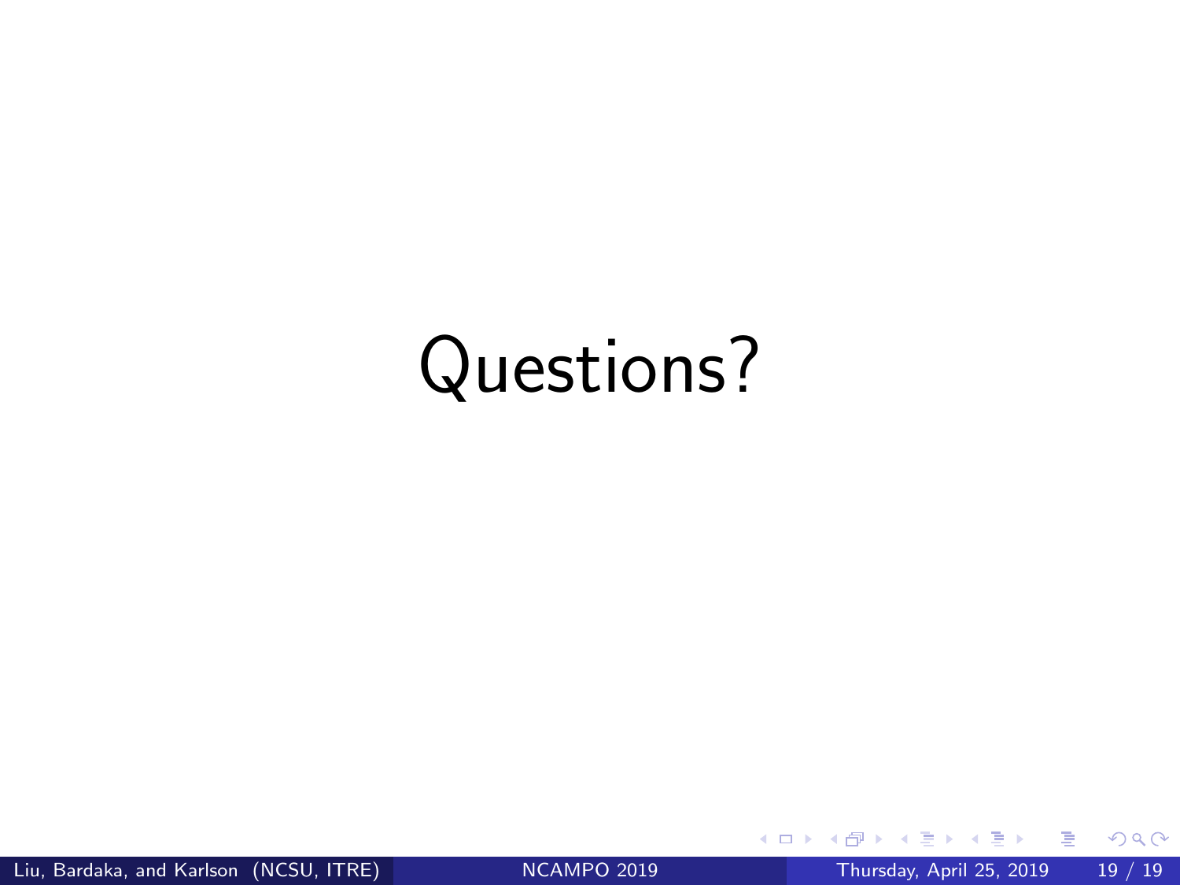# Questions?